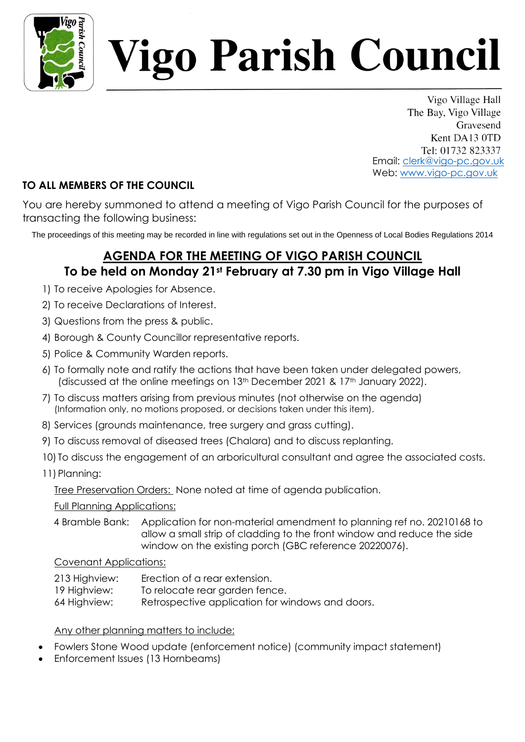# Vigo Parish Council

Vigo Village Hall
The Bay, Vigo Village
Gravesend
Kent DA13 0TD
Tel: 01732 823337
Email: clerk@vigo-pc.gov.uk
Web: www.vigo-pc.gov.uk

**TO ALL MEMBERS OF THE COUNCIL**

You are hereby summoned to attend a meeting of Vigo Parish Council for the purposes of transacting the following business:

The proceedings of this meeting may be recorded in line with regulations set out in the Openness of Local Bodies Regulations 2014

## AGENDA FOR THE MEETING OF VIGO PARISH COUNCIL

**To be held on Monday 21st February at 7.30 pm in Vigo Village Hall**

1) To receive Apologies for Absence.
2) To receive Declarations of Interest.
3) Questions from the press & public.
4) Borough & County Councillor representative reports.
5) Police & Community Warden reports.
6) To formally note and ratify the actions that have been taken under delegated powers, (discussed at the online meetings on 13th December 2021 & 17th January 2022).
7) To discuss matters arising from previous minutes (not otherwise on the agenda) (Information only, no motions proposed, or decisions taken under this item).
8) Services (grounds maintenance, tree surgery and grass cutting).
9) To discuss removal of diseased trees (Chalara) and to discuss replanting.
10) To discuss the engagement of an arboricultural consultant and agree the associated costs.
11) Planning:

Tree Preservation Orders: None noted at time of agenda publication.

Full Planning Applications:

4 Bramble Bank: Application for non-material amendment to planning ref no. 20210168 to allow a small strip of cladding to the front window and reduce the side window on the existing porch (GBC reference 20220076).

Covenant Applications:

213 Highview: Erection of a rear extension.
19 Highview: To relocate rear garden fence.
64 Highview: Retrospective application for windows and doors.

Any other planning matters to include:

- Fowlers Stone Wood update (enforcement notice) (community impact statement)
- Enforcement Issues (13 Hornbeams)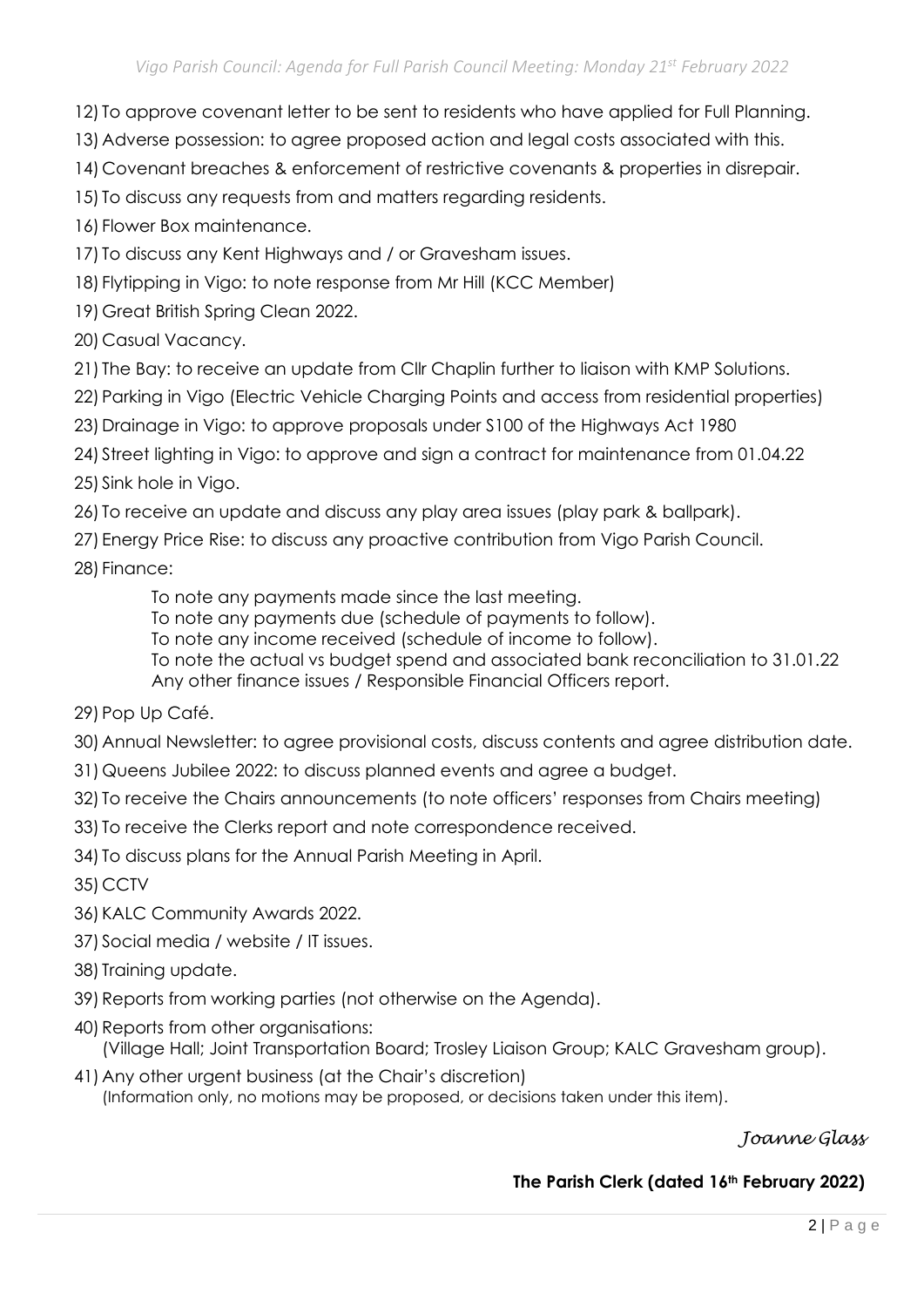12) To approve covenant letter to be sent to residents who have applied for Full Planning.
13) Adverse possession: to agree proposed action and legal costs associated with this.
14) Covenant breaches & enforcement of restrictive covenants & properties in disrepair.
15) To discuss any requests from and matters regarding residents.
16) Flower Box maintenance.
17) To discuss any Kent Highways and / or Gravesham issues.
18) Flytipping in Vigo: to note response from Mr Hill (KCC Member)
19) Great British Spring Clean 2022.
20) Casual Vacancy.
21) The Bay: to receive an update from Cllr Chaplin further to liaison with KMP Solutions.
22) Parking in Vigo (Electric Vehicle Charging Points and access from residential properties)
23) Drainage in Vigo: to approve proposals under S100 of the Highways Act 1980
24) Street lighting in Vigo: to approve and sign a contract for maintenance from 01.04.22
25) Sink hole in Vigo.
26) To receive an update and discuss any play area issues (play park & ballpark).
27) Energy Price Rise: to discuss any proactive contribution from Vigo Parish Council.
28) Finance:

    To note any payments made since the last meeting.
    To note any payments due (schedule of payments to follow).
    To note any income received (schedule of income to follow).
    To note the actual vs budget spend and associated bank reconciliation to 31.01.22
    Any other finance issues / Responsible Financial Officers report.

29) Pop Up Café.
30) Annual Newsletter: to agree provisional costs, discuss contents and agree distribution date.
31) Queens Jubilee 2022: to discuss planned events and agree a budget.
32) To receive the Chairs announcements (to note officers' responses from Chairs meeting)
33) To receive the Clerks report and note correspondence received.
34) To discuss plans for the Annual Parish Meeting in April.
35) CCTV
36) KALC Community Awards 2022.
37) Social media / website / IT issues.
38) Training update.
39) Reports from working parties (not otherwise on the Agenda).
40) Reports from other organisations:
    (Village Hall; Joint Transportation Board; Trosley Liaison Group; KALC Gravesham group).
41) Any other urgent business (at the Chair's discretion)
    (Information only, no motions may be proposed, or decisions taken under this item).

*Joanne Glass*

**The Parish Clerk (dated 16th February 2022)**